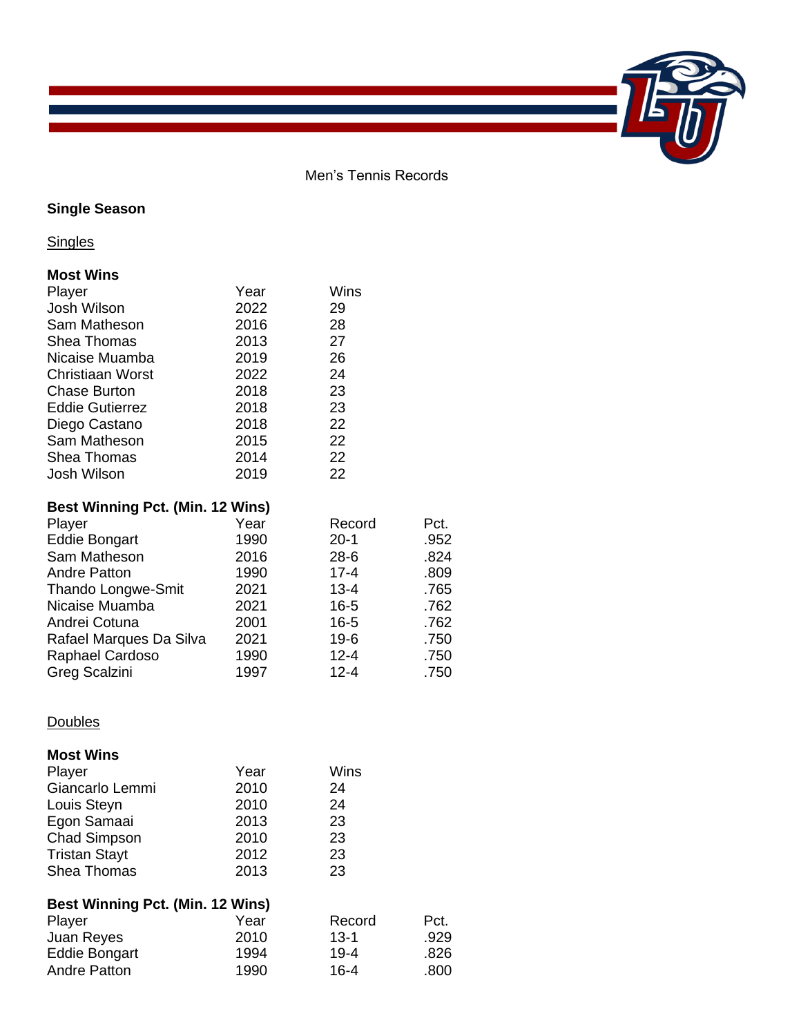# Men's Tennis Records

## Single Season

### Singles

**Most Wins**

| Player | Year | Wins |
|---|---|---|
| Josh Wilson | 2022 | 29 |
| Sam Matheson | 2016 | 28 |
| Shea Thomas | 2013 | 27 |
| Nicaise Muamba | 2019 | 26 |
| Christiaan Worst | 2022 | 24 |
| Chase Burton | 2018 | 23 |
| Eddie Gutierrez | 2018 | 23 |
| Diego Castano | 2018 | 22 |
| Sam Matheson | 2015 | 22 |
| Shea Thomas | 2014 | 22 |
| Josh Wilson | 2019 | 22 |

**Best Winning Pct. (Min. 12 Wins)**

| Player | Year | Record | Pct. |
|---|---|---|---|
| Eddie Bongart | 1990 | 20-1 | .952 |
| Sam Matheson | 2016 | 28-6 | .824 |
| Andre Patton | 1990 | 17-4 | .809 |
| Thando Longwe-Smit | 2021 | 13-4 | .765 |
| Nicaise Muamba | 2021 | 16-5 | .762 |
| Andrei Cotuna | 2001 | 16-5 | .762 |
| Rafael Marques Da Silva | 2021 | 19-6 | .750 |
| Raphael Cardoso | 1990 | 12-4 | .750 |
| Greg Scalzini | 1997 | 12-4 | .750 |

### Doubles

**Most Wins**

| Player | Year | Wins |
|---|---|---|
| Giancarlo Lemmi | 2010 | 24 |
| Louis Steyn | 2010 | 24 |
| Egon Samaai | 2013 | 23 |
| Chad Simpson | 2010 | 23 |
| Tristan Stayt | 2012 | 23 |
| Shea Thomas | 2013 | 23 |

**Best Winning Pct. (Min. 12 Wins)**

| Player | Year | Record | Pct. |
|---|---|---|---|
| Juan Reyes | 2010 | 13-1 | .929 |
| Eddie Bongart | 1994 | 19-4 | .826 |
| Andre Patton | 1990 | 16-4 | .800 |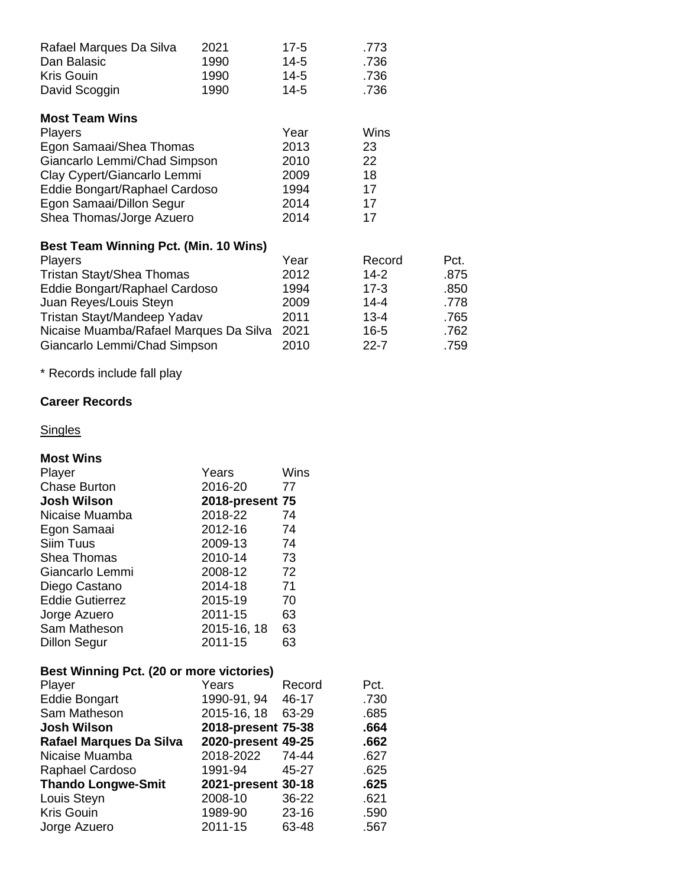| | | | |
|---|---|---|---|
| Rafael Marques Da Silva | 2021 | 17-5 | .773 |
| Dan Balasic | 1990 | 14-5 | .736 |
| Kris Gouin | 1990 | 14-5 | .736 |
| David Scoggin | 1990 | 14-5 | .736 |

**Most Team Wins**

| Players | Year | Wins |
|---|---|---|
| Egon Samaai/Shea Thomas | 2013 | 23 |
| Giancarlo Lemmi/Chad Simpson | 2010 | 22 |
| Clay Cypert/Giancarlo Lemmi | 2009 | 18 |
| Eddie Bongart/Raphael Cardoso | 1994 | 17 |
| Egon Samaai/Dillon Segur | 2014 | 17 |
| Shea Thomas/Jorge Azuero | 2014 | 17 |

**Best Team Winning Pct. (Min. 10 Wins)**

| Players | Year | Record | Pct. |
|---|---|---|---|
| Tristan Stayt/Shea Thomas | 2012 | 14-2 | .875 |
| Eddie Bongart/Raphael Cardoso | 1994 | 17-3 | .850 |
| Juan Reyes/Louis Steyn | 2009 | 14-4 | .778 |
| Tristan Stayt/Mandeep Yadav | 2011 | 13-4 | .765 |
| Nicaise Muamba/Rafael Marques Da Silva | 2021 | 16-5 | .762 |
| Giancarlo Lemmi/Chad Simpson | 2010 | 22-7 | .759 |

* Records include fall play

**Career Records**

Singles

**Most Wins**

| Player | Years | Wins |
|---|---|---|
| Chase Burton | 2016-20 | 77 |
| **Josh Wilson** | **2018-present** | **75** |
| Nicaise Muamba | 2018-22 | 74 |
| Egon Samaai | 2012-16 | 74 |
| Siim Tuus | 2009-13 | 74 |
| Shea Thomas | 2010-14 | 73 |
| Giancarlo Lemmi | 2008-12 | 72 |
| Diego Castano | 2014-18 | 71 |
| Eddie Gutierrez | 2015-19 | 70 |
| Jorge Azuero | 2011-15 | 63 |
| Sam Matheson | 2015-16, 18 | 63 |
| Dillon Segur | 2011-15 | 63 |

**Best Winning Pct. (20 or more victories)**

| Player | Years | Record | Pct. |
|---|---|---|---|
| Eddie Bongart | 1990-91, 94 | 46-17 | .730 |
| Sam Matheson | 2015-16, 18 | 63-29 | .685 |
| **Josh Wilson** | **2018-present** | **75-38** | **.664** |
| **Rafael Marques Da Silva** | **2020-present** | **49-25** | **.662** |
| Nicaise Muamba | 2018-2022 | 74-44 | .627 |
| Raphael Cardoso | 1991-94 | 45-27 | .625 |
| **Thando Longwe-Smit** | **2021-present** | **30-18** | **.625** |
| Louis Steyn | 2008-10 | 36-22 | .621 |
| Kris Gouin | 1989-90 | 23-16 | .590 |
| Jorge Azuero | 2011-15 | 63-48 | .567 |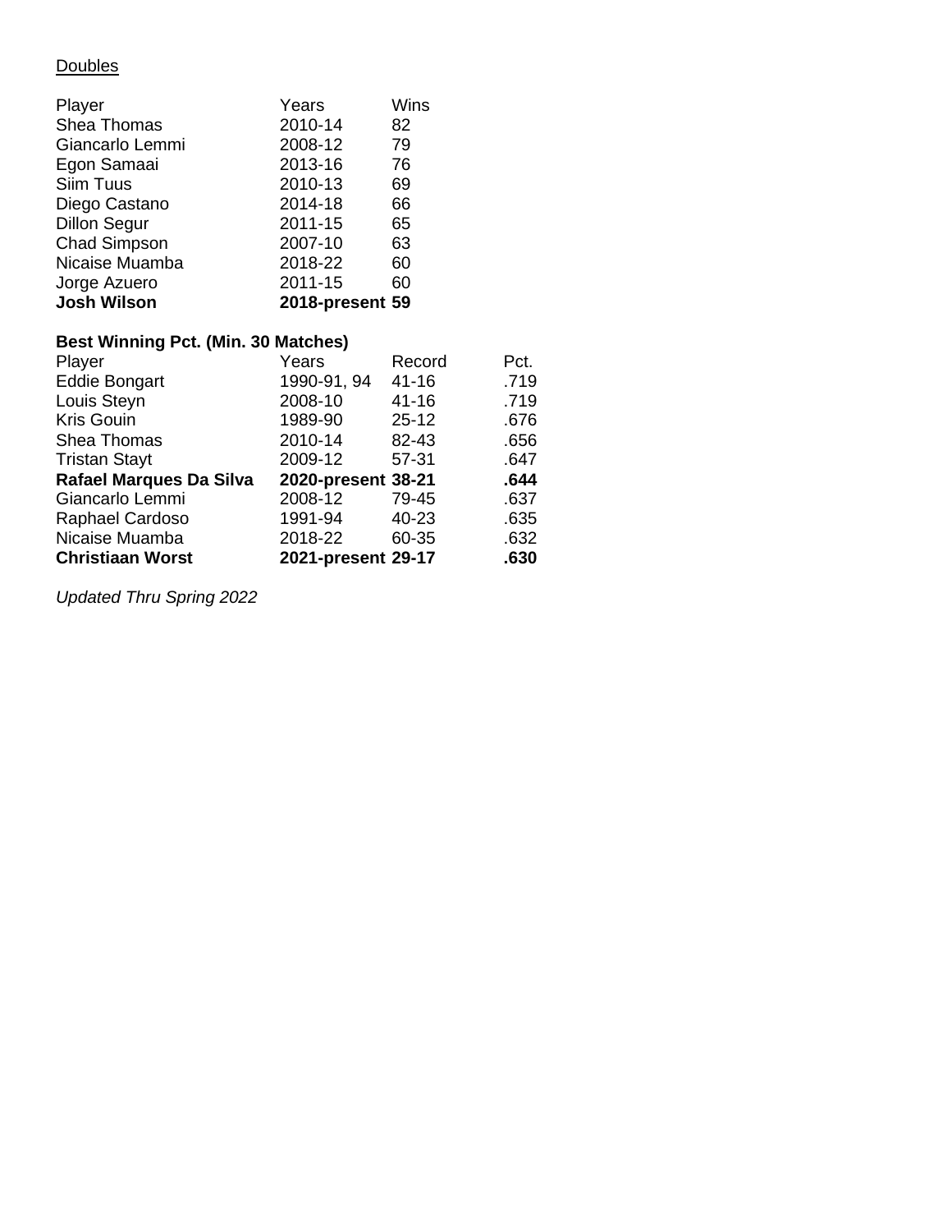Doubles

| Player | Years | Wins |
| --- | --- | --- |
| Shea Thomas | 2010-14 | 82 |
| Giancarlo Lemmi | 2008-12 | 79 |
| Egon Samaai | 2013-16 | 76 |
| Siim Tuus | 2010-13 | 69 |
| Diego Castano | 2014-18 | 66 |
| Dillon Segur | 2011-15 | 65 |
| Chad Simpson | 2007-10 | 63 |
| Nicaise Muamba | 2018-22 | 60 |
| Jorge Azuero | 2011-15 | 60 |
| **Josh Wilson** | **2018-present** | **59** |

**Best Winning Pct. (Min. 30 Matches)**

| Player | Years | Record | Pct. |
| --- | --- | --- | --- |
| Eddie Bongart | 1990-91, 94 | 41-16 | .719 |
| Louis Steyn | 2008-10 | 41-16 | .719 |
| Kris Gouin | 1989-90 | 25-12 | .676 |
| Shea Thomas | 2010-14 | 82-43 | .656 |
| Tristan Stayt | 2009-12 | 57-31 | .647 |
| **Rafael Marques Da Silva** | **2020-present** | **38-21** | **.644** |
| Giancarlo Lemmi | 2008-12 | 79-45 | .637 |
| Raphael Cardoso | 1991-94 | 40-23 | .635 |
| Nicaise Muamba | 2018-22 | 60-35 | .632 |
| **Christiaan Worst** | **2021-present** | **29-17** | **.630** |

*Updated Thru Spring 2022*